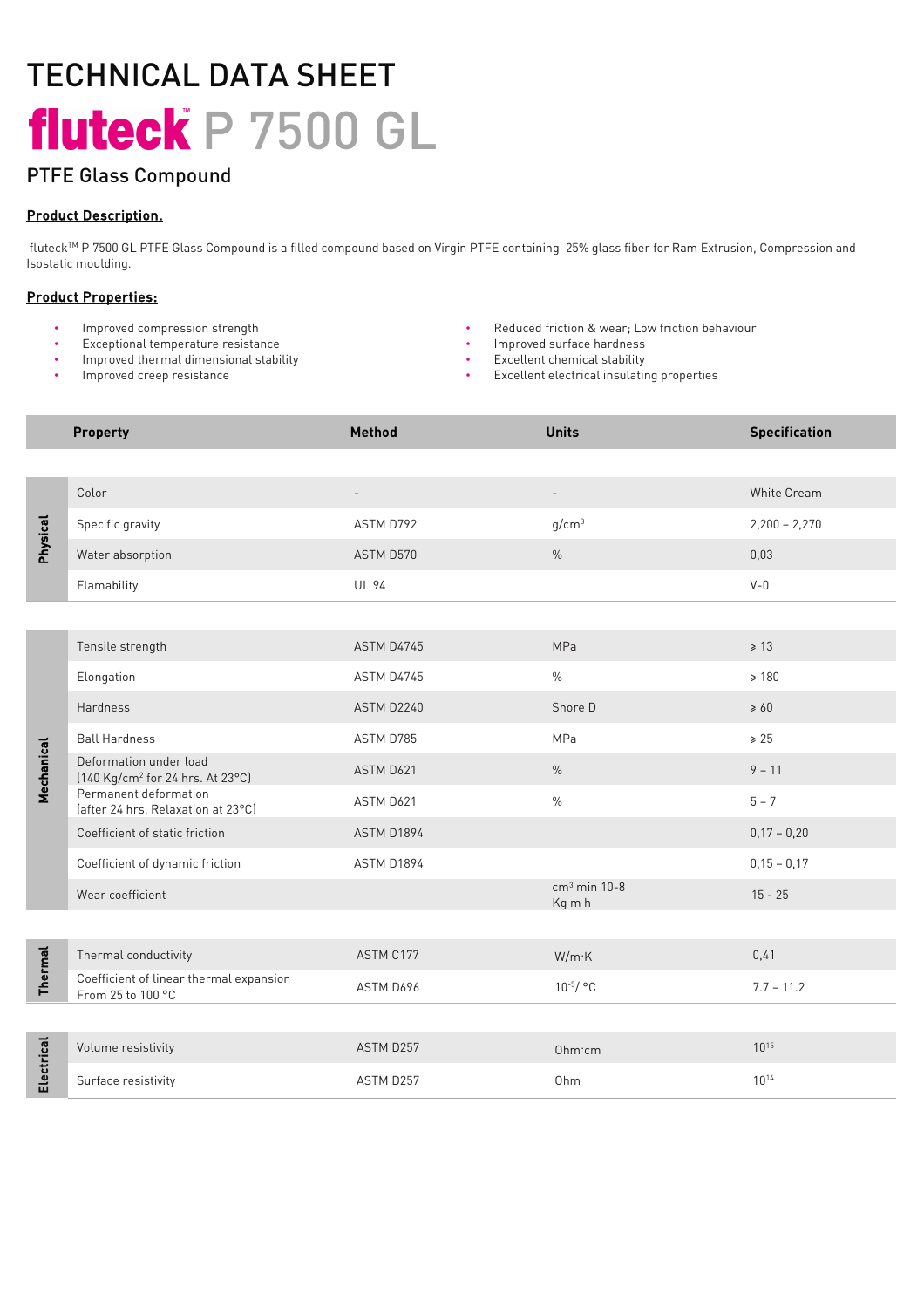# TECHNICAL DATA SHEET

# fluteck™ P 7500 GL

## PTFE Glass Compound

**Product Description.**

fluteck™ P 7500 GL PTFE Glass Compound is a filled compound based on Virgin PTFE containing 25% glass fiber for Ram Extrusion, Compression and Isostatic moulding.

**Product Properties:**

- Improved compression strength
- Exceptional temperature resistance
- Improved thermal dimensional stability
- Improved creep resistance
- Reduced friction & wear; Low friction behaviour
- Improved surface hardness
- Excellent chemical stability
- Excellent electrical insulating properties

| | Property | Method | Units | Specification |
|---|---|---|---|---|
| **Physical** | Color | - | - | White Cream |
| | Specific gravity | ASTM D792 | g/cm$^3$ | 2,200 – 2,270 |
| | Water absorption | ASTM D570 | % | 0,03 |
| | Flamability | UL 94 | | V-0 |
| **Mechanical** | Tensile strength | ASTM D4745 | MPa | ≥ 13 |
| | Elongation | ASTM D4745 | % | ≥ 180 |
| | Hardness | ASTM D2240 | Shore D | ≥ 60 |
| | Ball Hardness | ASTM D785 | MPa | ≥ 25 |
| | Deformation under load (140 Kg/cm$^2$ for 24 hrs. At 23°C) | ASTM D621 | % | 9 – 11 |
| | Permanent deformation (after 24 hrs. Relaxation at 23°C) | ASTM D621 | % | 5 – 7 |
| | Coefficient of static friction | ASTM D1894 | | 0,17 – 0,20 |
| | Coefficient of dynamic friction | ASTM D1894 | | 0,15 – 0,17 |
| | Wear coefficient | | cm$^3$ min 10-8 Kg m h | 15 - 25 |
| **Thermal** | Thermal conductivity | ASTM C177 | W/m·K | 0,41 |
| | Coefficient of linear thermal expansion From 25 to 100 °C | ASTM D696 | $10^{-5}$/ °C | 7.7 – 11.2 |
| **Electrical** | Volume resistivity | ASTM D257 | Ohm·cm | $10^{15}$ |
| | Surface resistivity | ASTM D257 | Ohm | $10^{14}$ |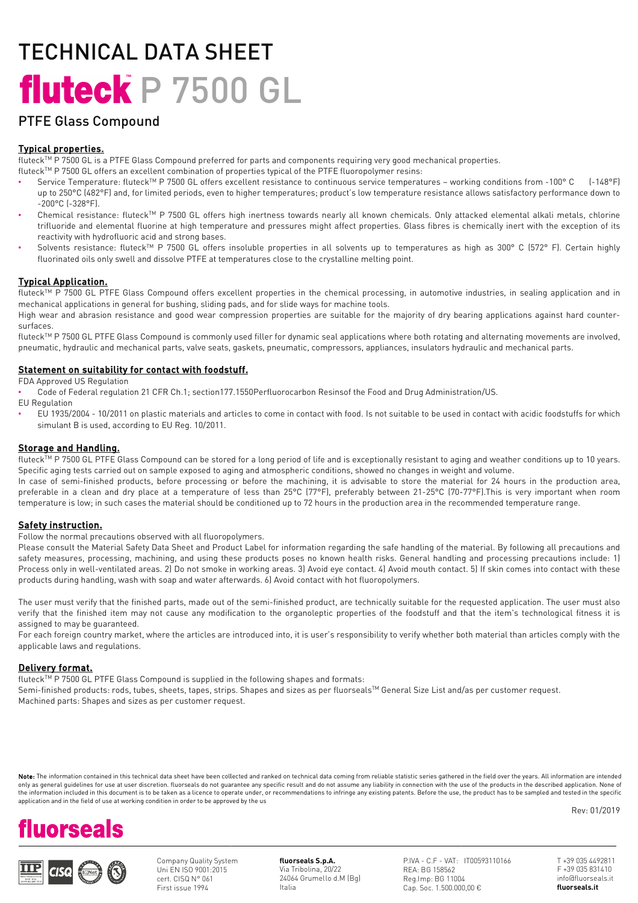# TECHNICAL DATA SHEET

# fluteck™ P 7500 GL

## PTFE Glass Compound

### Typical properties.

fluteck™ P 7500 GL is a PTFE Glass Compound preferred for parts and components requiring very good mechanical properties.
fluteck™ P 7500 GL offers an excellent combination of properties typical of the PTFE fluoropolymer resins:

- Service Temperature: fluteck™ P 7500 GL offers excellent resistance to continuous service temperatures – working conditions from -100° C (-148°F) up to 250°C (482°F) and, for limited periods, even to higher temperatures; product's low temperature resistance allows satisfactory performance down to -200°C (-328°F).
- Chemical resistance: fluteck™ P 7500 GL offers high inertness towards nearly all known chemicals. Only attacked elemental alkali metals, chlorine trifluoride and elemental fluorine at high temperature and pressures might affect properties. Glass fibres is chemically inert with the exception of its reactivity with hydrofluoric acid and strong bases.
- Solvents resistance: fluteck™ P 7500 GL offers insoluble properties in all solvents up to temperatures as high as 300° C (572° F). Certain highly fluorinated oils only swell and dissolve PTFE at temperatures close to the crystalline melting point.

### Typical Application.

fluteck™ P 7500 GL PTFE Glass Compound offers excellent properties in the chemical processing, in automotive industries, in sealing application and in mechanical applications in general for bushing, sliding pads, and for slide ways for machine tools.
High wear and abrasion resistance and good wear compression properties are suitable for the majority of dry bearing applications against hard counter-surfaces.
fluteck™ P 7500 GL PTFE Glass Compound is commonly used filler for dynamic seal applications where both rotating and alternating movements are involved, pneumatic, hydraulic and mechanical parts, valve seats, gaskets, pneumatic, compressors, appliances, insulators hydraulic and mechanical parts.

### Statement on suitability for contact with foodstuff.

FDA Approved US Regulation

- Code of Federal regulation 21 CFR Ch.1; section177.1550Perfluorocarbon Resinsof the Food and Drug Administration/US.

EU Regulation

- EU 1935/2004 - 10/2011 on plastic materials and articles to come in contact with food. Is not suitable to be used in contact with acidic foodstuffs for which simulant B is used, according to EU Reg. 10/2011.

### Storage and Handling.

fluteck™ P 7500 GL PTFE Glass Compound can be stored for a long period of life and is exceptionally resistant to aging and weather conditions up to 10 years. Specific aging tests carried out on sample exposed to aging and atmospheric conditions, showed no changes in weight and volume.
In case of semi-finished products, before processing or before the machining, it is advisable to store the material for 24 hours in the production area, preferable in a clean and dry place at a temperature of less than 25°C (77°F), preferably between 21-25°C (70-77°F).This is very important when room temperature is low; in such cases the material should be conditioned up to 72 hours in the production area in the recommended temperature range.

### Safety instruction.

Follow the normal precautions observed with all fluoropolymers.
Please consult the Material Safety Data Sheet and Product Label for information regarding the safe handling of the material. By following all precautions and safety measures, processing, machining, and using these products poses no known health risks. General handling and processing precautions include: 1) Process only in well-ventilated areas. 2) Do not smoke in working areas. 3) Avoid eye contact. 4) Avoid mouth contact. 5) If skin comes into contact with these products during handling, wash with soap and water afterwards. 6) Avoid contact with hot fluoropolymers.

The user must verify that the finished parts, made out of the semi-finished product, are technically suitable for the requested application. The user must also verify that the finished item may not cause any modification to the organoleptic properties of the foodstuff and that the item's technological fitness it is assigned to may be guaranteed.
For each foreign country market, where the articles are introduced into, it is user's responsibility to verify whether both material than articles comply with the applicable laws and regulations.

### Delivery format.

fluteck™ P 7500 GL PTFE Glass Compound is supplied in the following shapes and formats:
Semi-finished products: rods, tubes, sheets, tapes, strips. Shapes and sizes as per fluorseals™ General Size List and/as per customer request.
Machined parts: Shapes and sizes as per customer request.

**Note:** The information contained in this technical data sheet have been collected and ranked on technical data coming from reliable statistic series gathered in the field over the years. All information are intended only as general guidelines for use at user discretion. fluorseals do not guarantee any specific result and do not assume any liability in connection with the use of the products in the described application. None of the information included in this document is to be taken as a licence to operate under, or recommendations to infringe any existing patents. Before the use, the product has to be sampled and tested in the specific application and in the field of use at working condition in order to be approved by the us

Rev: 01/2019

**fluorseals**

Company Quality System
Uni EN ISO 9001:2015
cert. CISQ N° 061
First issue 1994

**fluorseals S.p.A.**
Via Tribolina, 20/22
24064 Grumello d.M (Bg)
Italia

P.IVA - C.F - VAT: IT00593110166
REA: BG 158562
Reg.Imp: BG 11004
Cap. Soc. 1.500.000,00 €

T +39 035 4492811
F +39 035 831410
info@fluorseals.it
**fluorseals.it**